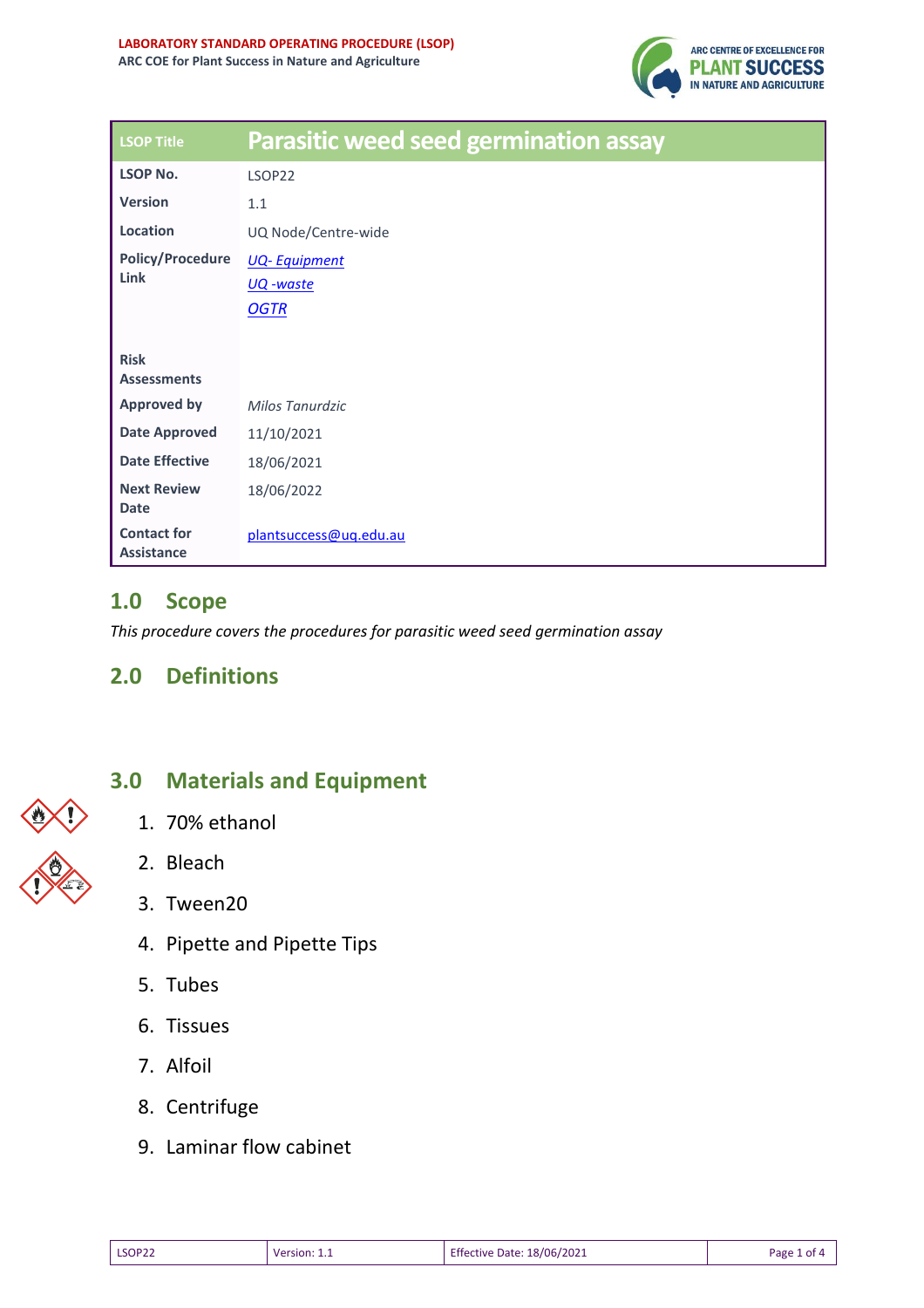**LABORATORY STANDARD OPERATING PROCEDURE (LSOP)**
**ARC COE for Plant Success in Nature and Agriculture**

| LSOP Title | Parasitic weed seed germination assay |
|---|---|
| **LSOP No.** | LSOP22 |
| **Version** | 1.1 |
| **Location** | UQ Node/Centre-wide |
| **Policy/Procedure Link** | *UQ- Equipment*<br>*UQ -waste*<br>*OGTR* |
| **Risk Assessments** | |
| **Approved by** | *Milos Tanurdzic* |
| **Date Approved** | 11/10/2021 |
| **Date Effective** | 18/06/2021 |
| **Next Review Date** | 18/06/2022 |
| **Contact for Assistance** | plantsuccess@uq.edu.au |

## 1.0 Scope

*This procedure covers the procedures for parasitic weed seed germination assay*

## 2.0 Definitions

## 3.0 Materials and Equipment

1. 70% ethanol
2. Bleach
3. Tween20
4. Pipette and Pipette Tips
5. Tubes
6. Tissues
7. Alfoil
8. Centrifuge
9. Laminar flow cabinet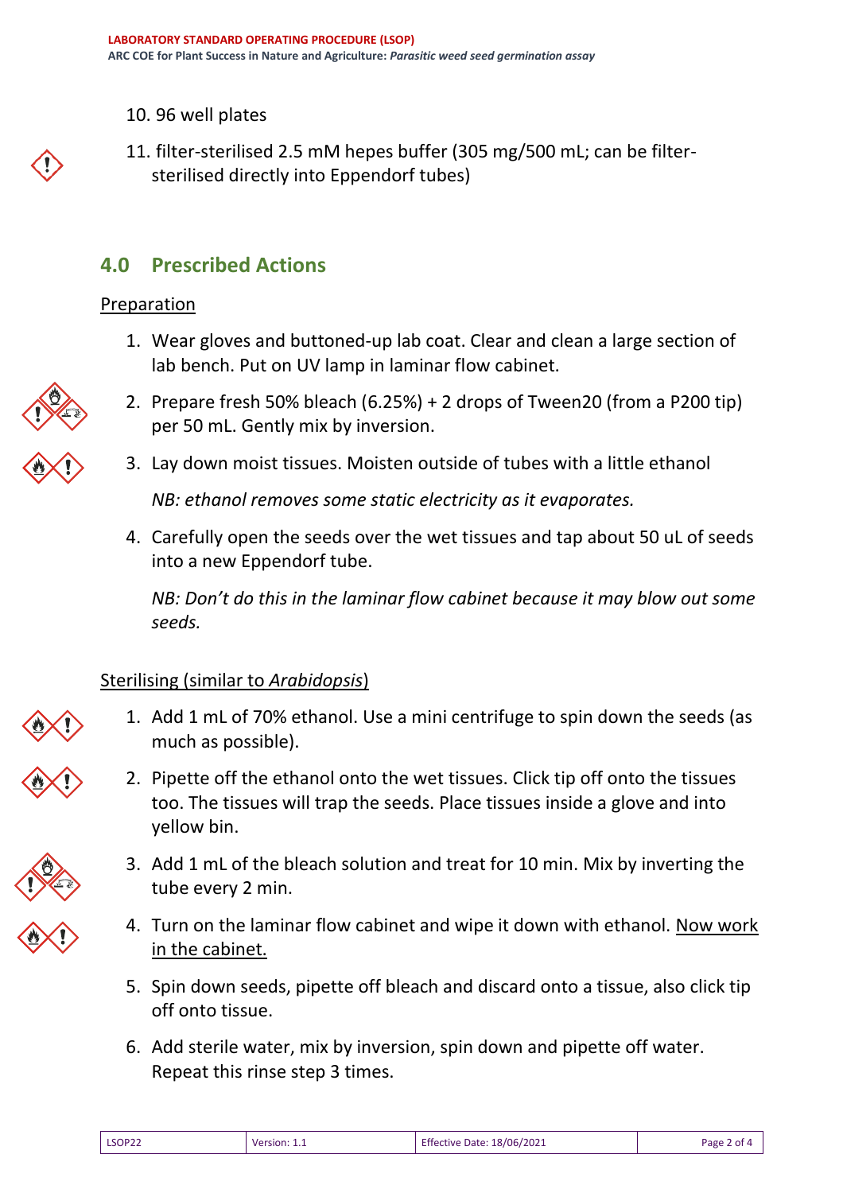10. 96 well plates
11. filter-sterilised 2.5 mM hepes buffer (305 mg/500 mL; can be filter-sterilised directly into Eppendorf tubes)

## 4.0 Prescribed Actions

Preparation

1. Wear gloves and buttoned-up lab coat. Clear and clean a large section of lab bench. Put on UV lamp in laminar flow cabinet.
2. Prepare fresh 50% bleach (6.25%) + 2 drops of Tween20 (from a P200 tip) per 50 mL. Gently mix by inversion.
3. Lay down moist tissues. Moisten outside of tubes with a little ethanol

   *NB: ethanol removes some static electricity as it evaporates.*

4. Carefully open the seeds over the wet tissues and tap about 50 uL of seeds into a new Eppendorf tube.

   *NB: Don't do this in the laminar flow cabinet because it may blow out some seeds.*

Sterilising (similar to *Arabidopsis*)

1. Add 1 mL of 70% ethanol. Use a mini centrifuge to spin down the seeds (as much as possible).
2. Pipette off the ethanol onto the wet tissues. Click tip off onto the tissues too. The tissues will trap the seeds. Place tissues inside a glove and into yellow bin.
3. Add 1 mL of the bleach solution and treat for 10 min. Mix by inverting the tube every 2 min.
4. Turn on the laminar flow cabinet and wipe it down with ethanol. Now work in the cabinet.
5. Spin down seeds, pipette off bleach and discard onto a tissue, also click tip off onto tissue.
6. Add sterile water, mix by inversion, spin down and pipette off water. Repeat this rinse step 3 times.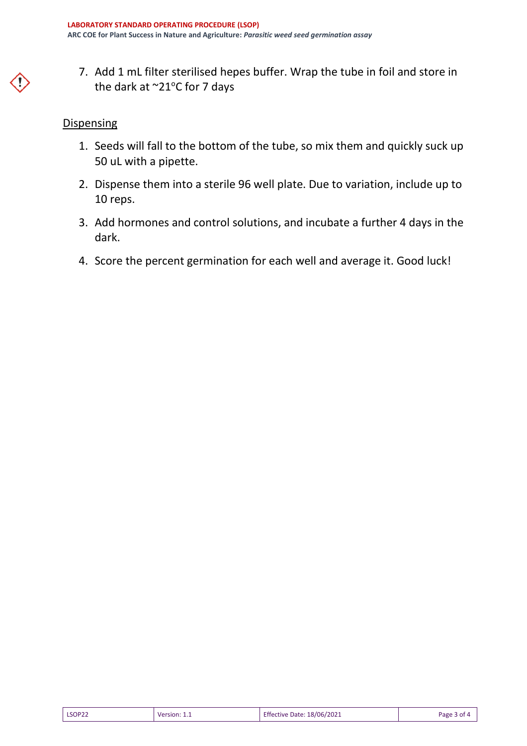7. Add 1 mL filter sterilised hepes buffer. Wrap the tube in foil and store in the dark at ~21°C for 7 days

<u>Dispensing</u>

1. Seeds will fall to the bottom of the tube, so mix them and quickly suck up 50 uL with a pipette.
2. Dispense them into a sterile 96 well plate. Due to variation, include up to 10 reps.
3. Add hormones and control solutions, and incubate a further 4 days in the dark.
4. Score the percent germination for each well and average it. Good luck!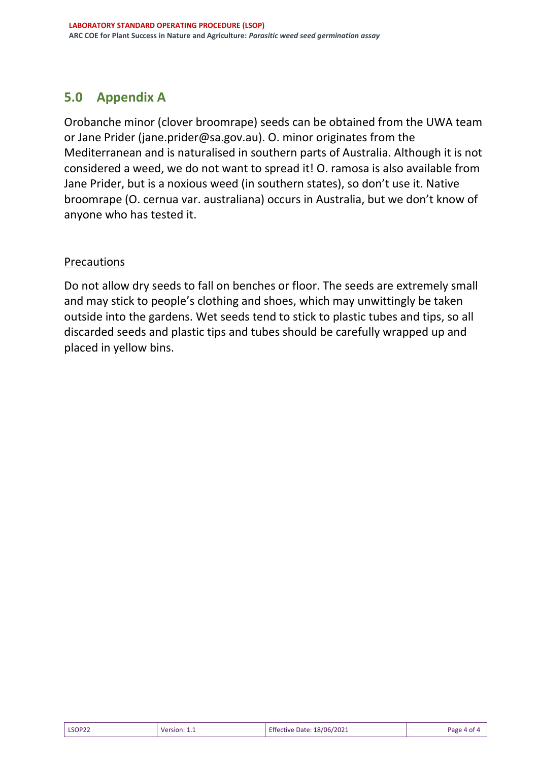## 5.0 Appendix A

Orobanche minor (clover broomrape) seeds can be obtained from the UWA team or Jane Prider (jane.prider@sa.gov.au). O. minor originates from the Mediterranean and is naturalised in southern parts of Australia. Although it is not considered a weed, we do not want to spread it! O. ramosa is also available from Jane Prider, but is a noxious weed (in southern states), so don't use it. Native broomrape (O. cernua var. australiana) occurs in Australia, but we don't know of anyone who has tested it.

<u>Precautions</u>

Do not allow dry seeds to fall on benches or floor. The seeds are extremely small and may stick to people's clothing and shoes, which may unwittingly be taken outside into the gardens. Wet seeds tend to stick to plastic tubes and tips, so all discarded seeds and plastic tips and tubes should be carefully wrapped up and placed in yellow bins.